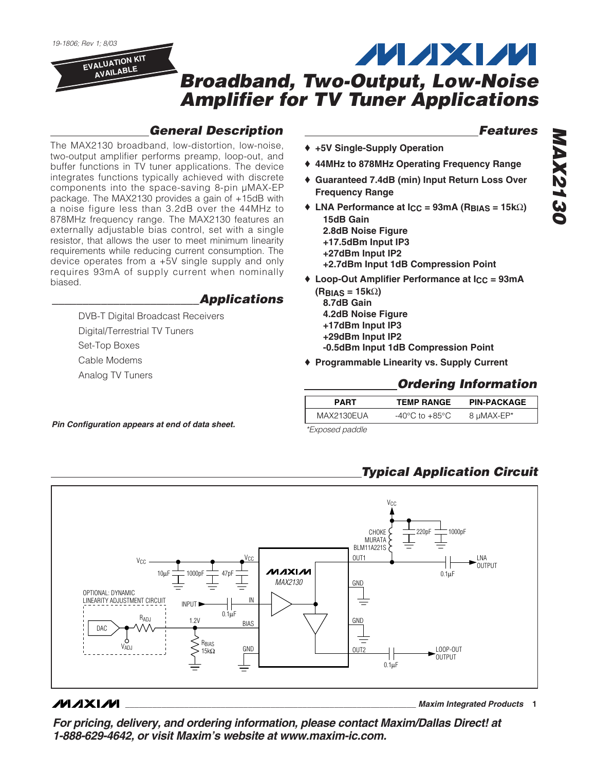19-1806; Rev 1; 8/03

EVALUATION KIT AVAILABLE

# Broadband, Two-Output, Low-Noise Amplifier for TV Tuner Applications

MAX2130

## General Description

The MAX2130 broadband, low-distortion, low-noise, two-output amplifier performs preamp, loop-out, and buffer functions in TV tuner applications. The device integrates functions typically achieved with discrete components into the space-saving 8-pin µMAX-EP package. The MAX2130 provides a gain of +15dB with a noise figure less than 3.2dB over the 44MHz to 878MHz frequency range. The MAX2130 features an externally adjustable bias control, set with a single resistor, that allows the user to meet minimum linearity requirements while reducing current consumption. The device operates from a +5V single supply and only requires 93mA of supply current when nominally biased.

## Applications

- DVB-T Digital Broadcast Receivers
- Digital/Terrestrial TV Tuners
- Set-Top Boxes
- Cable Modems
- Analog TV Tuners

*Pin Configuration appears at end of data sheet.*

## Features

- **+5V Single-Supply Operation**
- **44MHz to 878MHz Operating Frequency Range**
- **Guaranteed 7.4dB (min) Input Return Loss Over Frequency Range**
- **LNA Performance at $I_{CC}$ = 93mA ($R_{BIAS}$ = 15kΩ)**
  - **15dB Gain**
  - **2.8dB Noise Figure**
  - **+17.5dBm Input IP3**
  - **+27dBm Input IP2**
  - **+2.7dBm Input 1dB Compression Point**
- **Loop-Out Amplifier Performance at $I_{CC}$ = 93mA ($R_{BIAS}$ = 15kΩ)**
  - **8.7dB Gain**
  - **4.2dB Noise Figure**
  - **+17dBm Input IP3**
  - **+29dBm Input IP2**
  - **-0.5dBm Input 1dB Compression Point**
- **Programmable Linearity vs. Supply Current**

## Ordering Information

| PART | TEMP RANGE | PIN-PACKAGE |
|---|---|---|
| MAX2130EUA | -40°C to +85°C | 8 µMAX-EP* |

*Exposed paddle

## Typical Application Circuit

**For pricing, delivery, and ordering information, please contact Maxim/Dallas Direct! at 1-888-629-4642, or visit Maxim's website at www.maxim-ic.com.**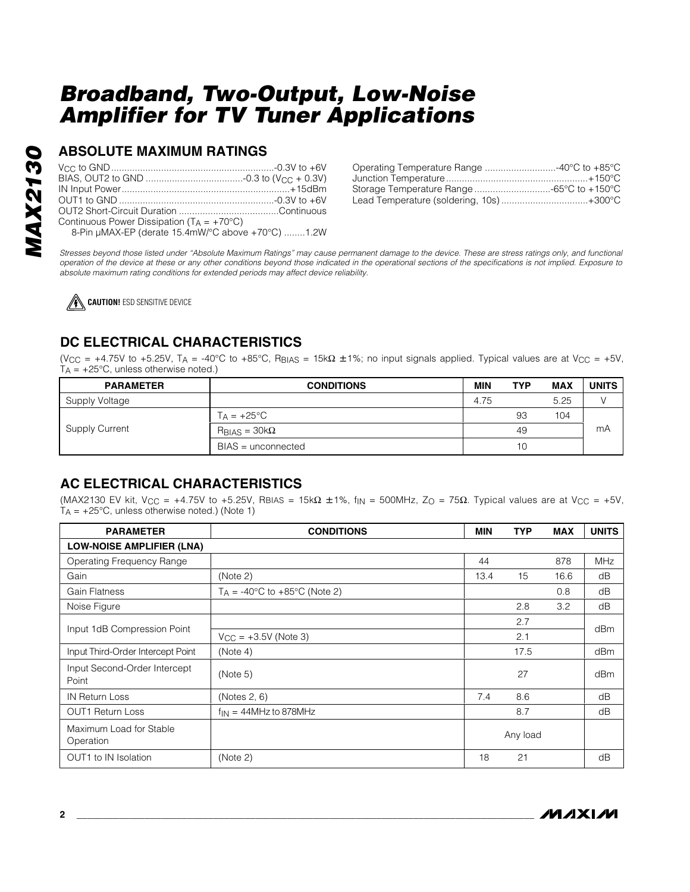## ABSOLUTE MAXIMUM RATINGS

$V_{CC}$ to GND ..........................................................-0.3V to +6V
BIAS, OUT2 to GND ....................................-0.3 to ($V_{CC}$ + 0.3V)
IN Input Power...............................................................+15dBm
OUT1 to GND ...........................................................-0.3V to +6V
OUT2 Short-Circuit Duration ......................................Continuous
Continuous Power Dissipation ($T_A$ = +70°C)
8-Pin µMAX-EP (derate 15.4mW/°C above +70°C) ........1.2W

Operating Temperature Range ...........................-40°C to +85°C
Junction Temperature......................................................+150°C
Storage Temperature Range .............................-65°C to +150°C
Lead Temperature (soldering, 10s) .................................+300°C

*Stresses beyond those listed under "Absolute Maximum Ratings" may cause permanent damage to the device. These are stress ratings only, and functional operation of the device at these or any other conditions beyond those indicated in the operational sections of the specifications is not implied. Exposure to absolute maximum rating conditions for extended periods may affect device reliability.*

**CAUTION!** ESD SENSITIVE DEVICE

## DC ELECTRICAL CHARACTERISTICS

($V_{CC}$ = +4.75V to +5.25V, $T_A$ = -40°C to +85°C, $R_{BIAS}$ = 15kΩ ±1%; no input signals applied. Typical values are at $V_{CC}$ = +5V, $T_A$ = +25°C, unless otherwise noted.)

| PARAMETER | CONDITIONS | MIN | TYP | MAX | UNITS |
|---|---|---|---|---|---|
| Supply Voltage | | 4.75 | | 5.25 | V |
| Supply Current | $T_A$ = +25°C | | 93 | 104 | mA |
| | $R_{BIAS}$ = 30kΩ | | 49 | | |
| | BIAS = unconnected | | 10 | | |

## AC ELECTRICAL CHARACTERISTICS

(MAX2130 EV kit, $V_{CC}$ = +4.75V to +5.25V, RBIAS = 15kΩ ±1%, $f_{IN}$ = 500MHz, $Z_O$ = 75Ω. Typical values are at $V_{CC}$ = +5V, $T_A$ = +25°C, unless otherwise noted.) (Note 1)

| PARAMETER | CONDITIONS | MIN | TYP | MAX | UNITS |
|---|---|---|---|---|---|
| **LOW-NOISE AMPLIFIER (LNA)** | | | | | |
| Operating Frequency Range | | 44 | | 878 | MHz |
| Gain | (Note 2) | 13.4 | 15 | 16.6 | dB |
| Gain Flatness | $T_A$ = -40°C to +85°C (Note 2) | | | 0.8 | dB |
| Noise Figure | | | 2.8 | 3.2 | dB |
| Input 1dB Compression Point | | | 2.7 | | dBm |
| | $V_{CC}$ = +3.5V (Note 3) | | 2.1 | | |
| Input Third-Order Intercept Point | (Note 4) | | 17.5 | | dBm |
| Input Second-Order Intercept Point | (Note 5) | | 27 | | dBm |
| IN Return Loss | (Notes 2, 6) | 7.4 | 8.6 | | dB |
| OUT1 Return Loss | $f_{IN}$ = 44MHz to 878MHz | | 8.7 | | dB |
| Maximum Load for Stable Operation | | | Any load | | |
| OUT1 to IN Isolation | (Note 2) | 18 | 21 | | dB |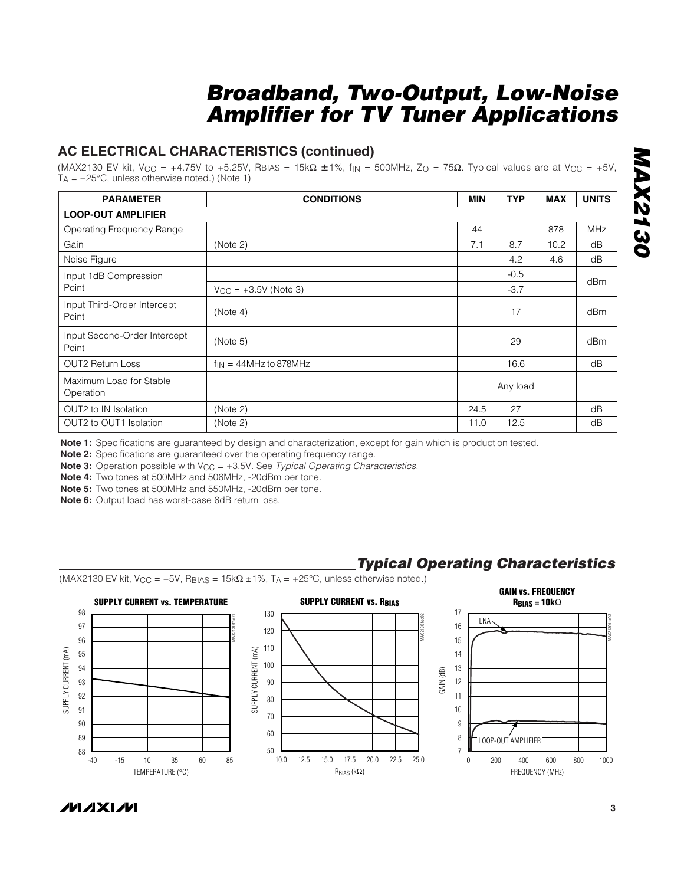## AC ELECTRICAL CHARACTERISTICS (continued)

(MAX2130 EV kit, $V_{CC}$ = +4.75V to +5.25V, RBIAS = 15kΩ ±1%, $f_{IN}$ = 500MHz, $Z_O$ = 75Ω. Typical values are at $V_{CC}$ = +5V, $T_A$ = +25°C, unless otherwise noted.) (Note 1)

| PARAMETER | CONDITIONS | MIN | TYP | MAX | UNITS |
|---|---|---|---|---|---|
| **LOOP-OUT AMPLIFIER** | | | | | |
| Operating Frequency Range | | 44 | | 878 | MHz |
| Gain | (Note 2) | 7.1 | 8.7 | 10.2 | dB |
| Noise Figure | | | 4.2 | 4.6 | dB |
| Input 1dB Compression Point | | | -0.5 | | dBm |
| | $V_{CC}$ = +3.5V (Note 3) | | -3.7 | | dBm |
| Input Third-Order Intercept Point | (Note 4) | | 17 | | dBm |
| Input Second-Order Intercept Point | (Note 5) | | 29 | | dBm |
| OUT2 Return Loss | $f_{IN}$ = 44MHz to 878MHz | | 16.6 | | dB |
| Maximum Load for Stable Operation | | | Any load | | |
| OUT2 to IN Isolation | (Note 2) | 24.5 | 27 | | dB |
| OUT2 to OUT1 Isolation | (Note 2) | 11.0 | 12.5 | | dB |

**Note 1:** Specifications are guaranteed by design and characterization, except for gain which is production tested.

**Note 2:** Specifications are guaranteed over the operating frequency range.

**Note 3:** Operation possible with $V_{CC}$ = +3.5V. See *Typical Operating Characteristics*.

**Note 4:** Two tones at 500MHz and 506MHz, -20dBm per tone.

**Note 5:** Two tones at 500MHz and 550MHz, -20dBm per tone.

**Note 6:** Output load has worst-case 6dB return loss.

## Typical Operating Characteristics

(MAX2130 EV kit, $V_{CC}$ = +5V, $R_{BIAS}$ = 15kΩ ±1%, $T_A$ = +25°C, unless otherwise noted.)

**SUPPLY CURRENT vs. TEMPERATURE**

**SUPPLY CURRENT vs. $R_{BIAS}$**

**GAIN vs. FREQUENCY $R_{BIAS}$ = 10kΩ**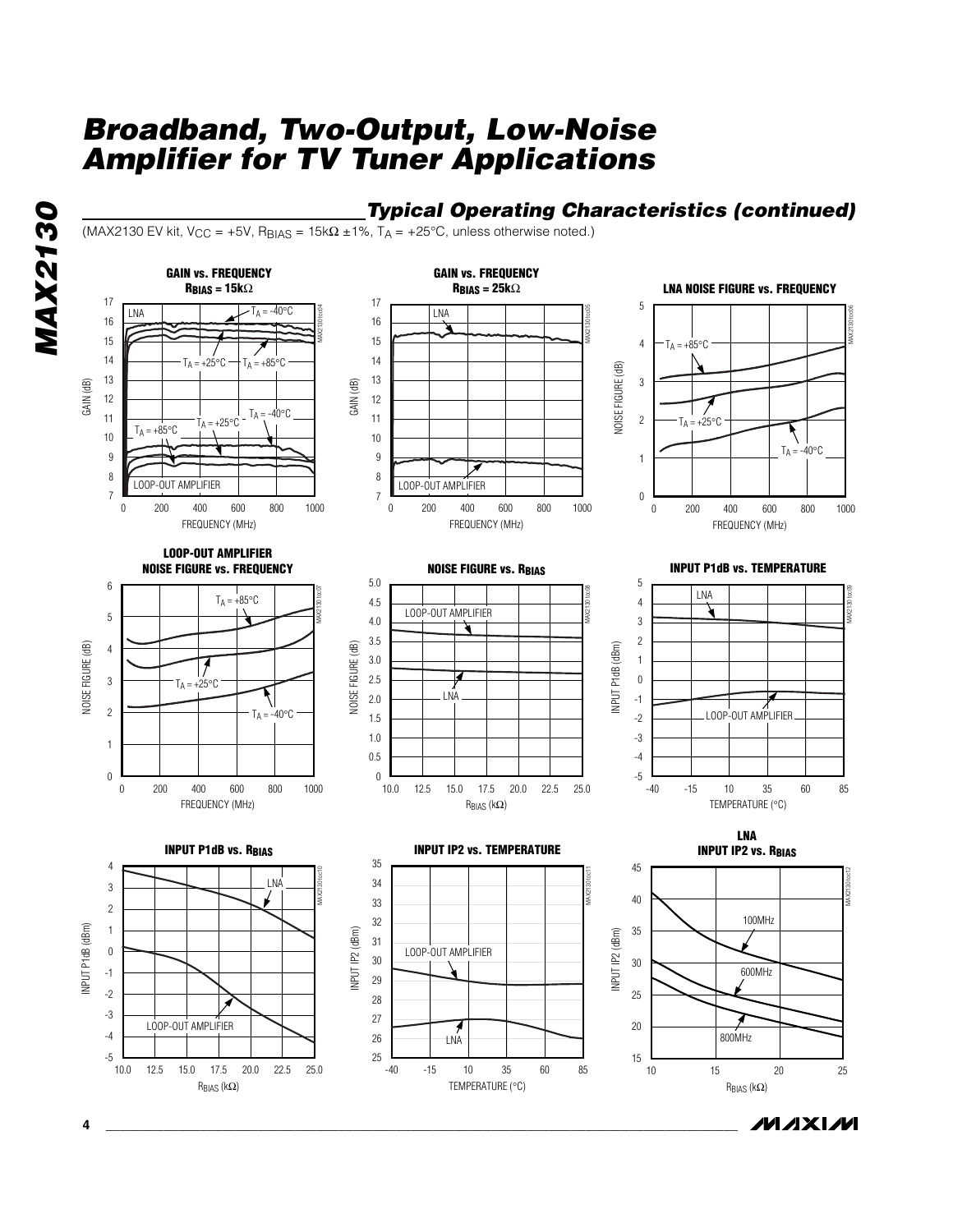## Typical Operating Characteristics (continued)

(MAX2130 EV kit, $V_{CC}$ = +5V, $R_{BIAS}$ = 15kΩ ±1%, $T_A$ = +25°C, unless otherwise noted.)

**GAIN vs. FREQUENCY $R_{BIAS}$ = 15kΩ**

**GAIN vs. FREQUENCY $R_{BIAS}$ = 25kΩ**

**LNA NOISE FIGURE vs. FREQUENCY**

**LOOP-OUT AMPLIFIER NOISE FIGURE vs. FREQUENCY**

**NOISE FIGURE vs. $R_{BIAS}$**

**INPUT P1dB vs. TEMPERATURE**

**INPUT P1dB vs. $R_{BIAS}$**

**INPUT IP2 vs. TEMPERATURE**

**LNA INPUT IP2 vs. $R_{BIAS}$**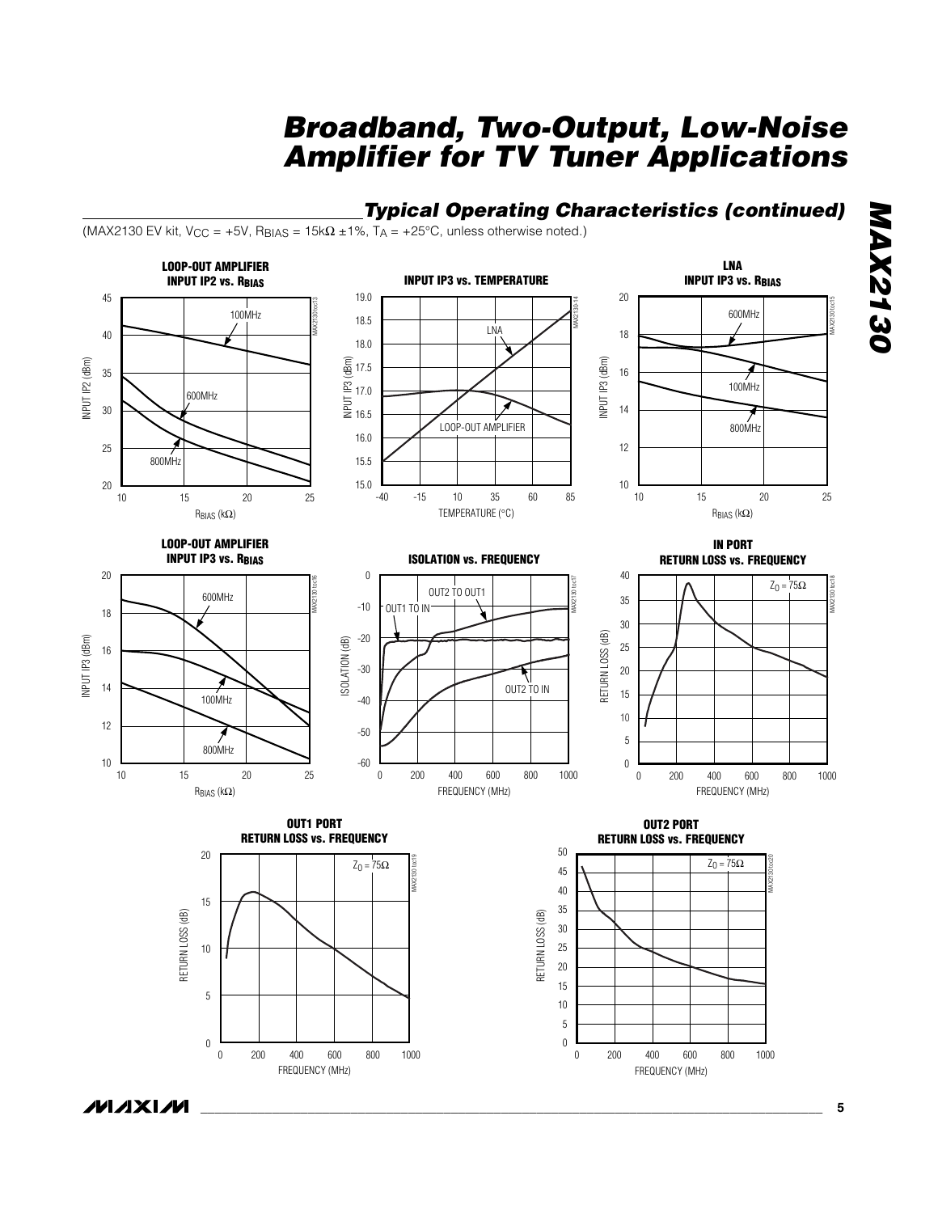## Typical Operating Characteristics (continued)

(MAX2130 EV kit, $V_{CC}$ = +5V, $R_{BIAS}$ = 15kΩ ±1%, $T_A$ = +25°C, unless otherwise noted.)

**LOOP-OUT AMPLIFIER INPUT IP2 vs. $R_{BIAS}$**

**INPUT IP3 vs. TEMPERATURE**

**LNA INPUT IP3 vs. $R_{BIAS}$**

**LOOP-OUT AMPLIFIER INPUT IP3 vs. $R_{BIAS}$**

**ISOLATION vs. FREQUENCY**

**IN PORT RETURN LOSS vs. FREQUENCY**

**OUT1 PORT RETURN LOSS vs. FREQUENCY**

**OUT2 PORT RETURN LOSS vs. FREQUENCY**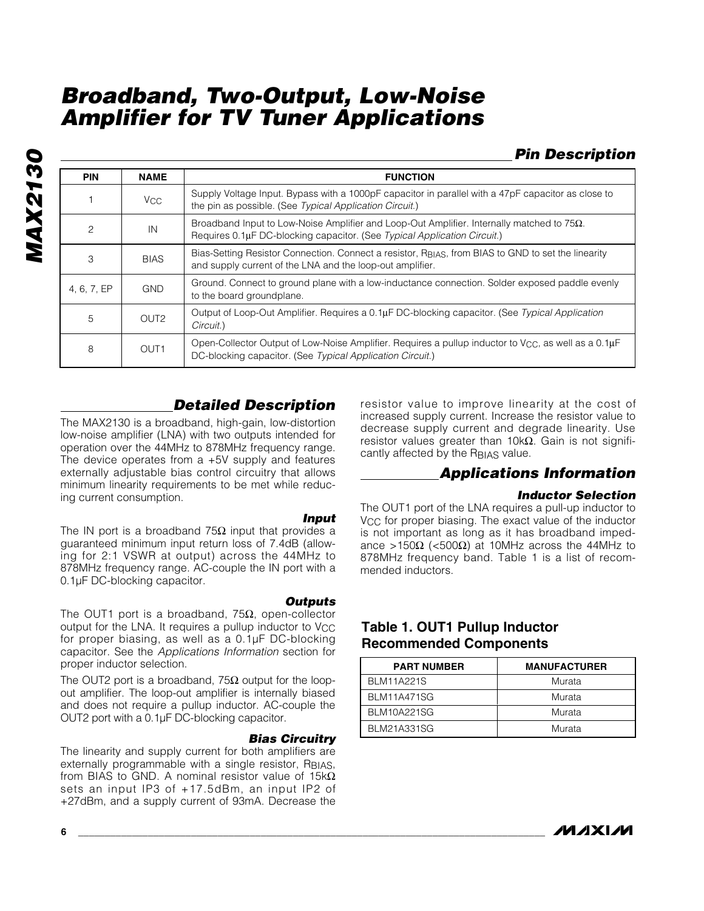# Broadband, Two-Output, Low-Noise Amplifier for TV Tuner Applications

## Pin Description

| PIN | NAME | FUNCTION |
|---|---|---|
| 1 | $V_{CC}$ | Supply Voltage Input. Bypass with a 1000pF capacitor in parallel with a 47pF capacitor as close to the pin as possible. (See *Typical Application Circuit*.) |
| 2 | IN | Broadband Input to Low-Noise Amplifier and Loop-Out Amplifier. Internally matched to 75Ω. Requires 0.1µF DC-blocking capacitor. (See *Typical Application Circuit*.) |
| 3 | BIAS | Bias-Setting Resistor Connection. Connect a resistor, $R_{BIAS}$, from BIAS to GND to set the linearity and supply current of the LNA and the loop-out amplifier. |
| 4, 6, 7, EP | GND | Ground. Connect to ground plane with a low-inductance connection. Solder exposed paddle evenly to the board groundplane. |
| 5 | OUT2 | Output of Loop-Out Amplifier. Requires a 0.1µF DC-blocking capacitor. (See *Typical Application Circuit*.) |
| 8 | OUT1 | Open-Collector Output of Low-Noise Amplifier. Requires a pullup inductor to $V_{CC}$, as well as a 0.1µF DC-blocking capacitor. (See *Typical Application Circuit*.) |

## Detailed Description

The MAX2130 is a broadband, high-gain, low-distortion low-noise amplifier (LNA) with two outputs intended for operation over the 44MHz to 878MHz frequency range. The device operates from a +5V supply and features externally adjustable bias control circuitry that allows minimum linearity requirements to be met while reducing current consumption.

### Input

The IN port is a broadband 75Ω input that provides a guaranteed minimum input return loss of 7.4dB (allowing for 2:1 VSWR at output) across the 44MHz to 878MHz frequency range. AC-couple the IN port with a 0.1µF DC-blocking capacitor.

### Outputs

The OUT1 port is a broadband, 75Ω, open-collector output for the LNA. It requires a pullup inductor to $V_{CC}$ for proper biasing, as well as a 0.1µF DC-blocking capacitor. See the *Applications Information* section for proper inductor selection.

The OUT2 port is a broadband, 75Ω output for the loop-out amplifier. The loop-out amplifier is internally biased and does not require a pullup inductor. AC-couple the OUT2 port with a 0.1µF DC-blocking capacitor.

### Bias Circuitry

The linearity and supply current for both amplifiers are externally programmable with a single resistor, $R_{BIAS}$, from BIAS to GND. A nominal resistor value of 15kΩ sets an input IP3 of +17.5dBm, an input IP2 of +27dBm, and a supply current of 93mA. Decrease the resistor value to improve linearity at the cost of increased supply current. Increase the resistor value to decrease supply current and degrade linearity. Use resistor values greater than 10kΩ. Gain is not significantly affected by the $R_{BIAS}$ value.

## Applications Information

### Inductor Selection

The OUT1 port of the LNA requires a pull-up inductor to $V_{CC}$ for proper biasing. The exact value of the inductor is not important as long as it has broadband impedance >150Ω (<500Ω) at 10MHz across the 44MHz to 878MHz frequency band. Table 1 is a list of recommended inductors.

**Table 1. OUT1 Pullup Inductor Recommended Components**

| PART NUMBER | MANUFACTURER |
|---|---|
| BLM11A221S | Murata |
| BLM11A471SG | Murata |
| BLM10A221SG | Murata |
| BLM21A331SG | Murata |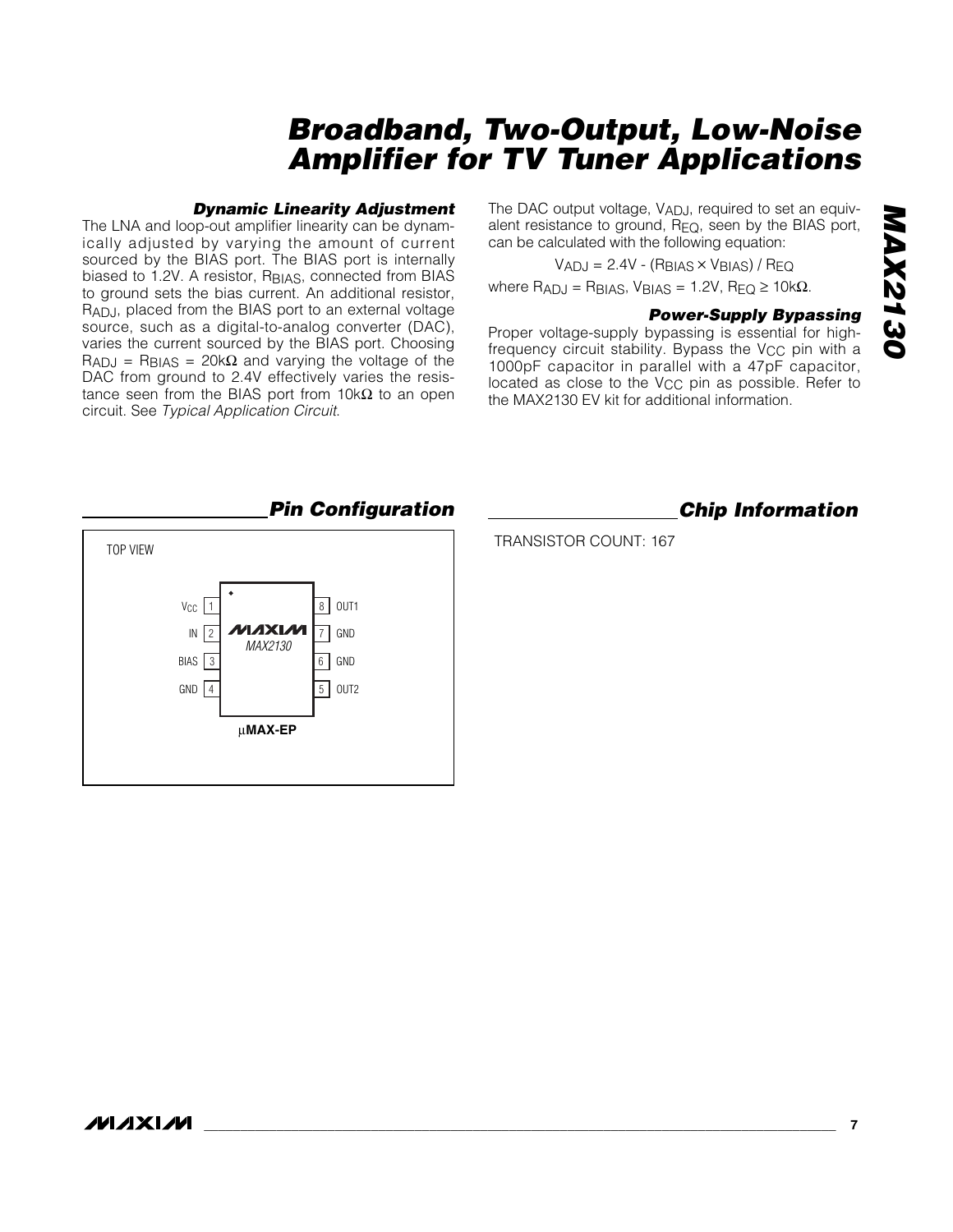### Dynamic Linearity Adjustment

The LNA and loop-out amplifier linearity can be dynamically adjusted by varying the amount of current sourced by the BIAS port. The BIAS port is internally biased to 1.2V. A resistor, $R_{BIAS}$, connected from BIAS to ground sets the bias current. An additional resistor, $R_{ADJ}$, placed from the BIAS port to an external voltage source, such as a digital-to-analog converter (DAC), varies the current sourced by the BIAS port. Choosing $R_{ADJ} = R_{BIAS} = 20k\Omega$ and varying the voltage of the DAC from ground to 2.4V effectively varies the resistance seen from the BIAS port from 10kΩ to an open circuit. See *Typical Application Circuit*.

The DAC output voltage, $V_{ADJ}$, required to set an equivalent resistance to ground, $R_{EQ}$, seen by the BIAS port, can be calculated with the following equation:

$$V_{ADJ} = 2.4V - (R_{BIAS} \times V_{BIAS}) / R_{EQ}$$

where $R_{ADJ} = R_{BIAS}$, $V_{BIAS} = 1.2V$, $R_{EQ} \geq 10k\Omega$.

### Power-Supply Bypassing

Proper voltage-supply bypassing is essential for high-frequency circuit stability. Bypass the $V_{CC}$ pin with a 1000pF capacitor in parallel with a 47pF capacitor, located as close to the $V_{CC}$ pin as possible. Refer to the MAX2130 EV kit for additional information.

## Pin Configuration

TOP VIEW

| Pin | Name | Pin | Name |
|---|---|---|---|
| 1 | $V_{CC}$ | 8 | OUT1 |
| 2 | IN | 7 | GND |
| 3 | BIAS | 6 | GND |
| 4 | GND | 5 | OUT2 |

MAXIM MAX2130

μMAX-EP

## Chip Information

TRANSISTOR COUNT: 167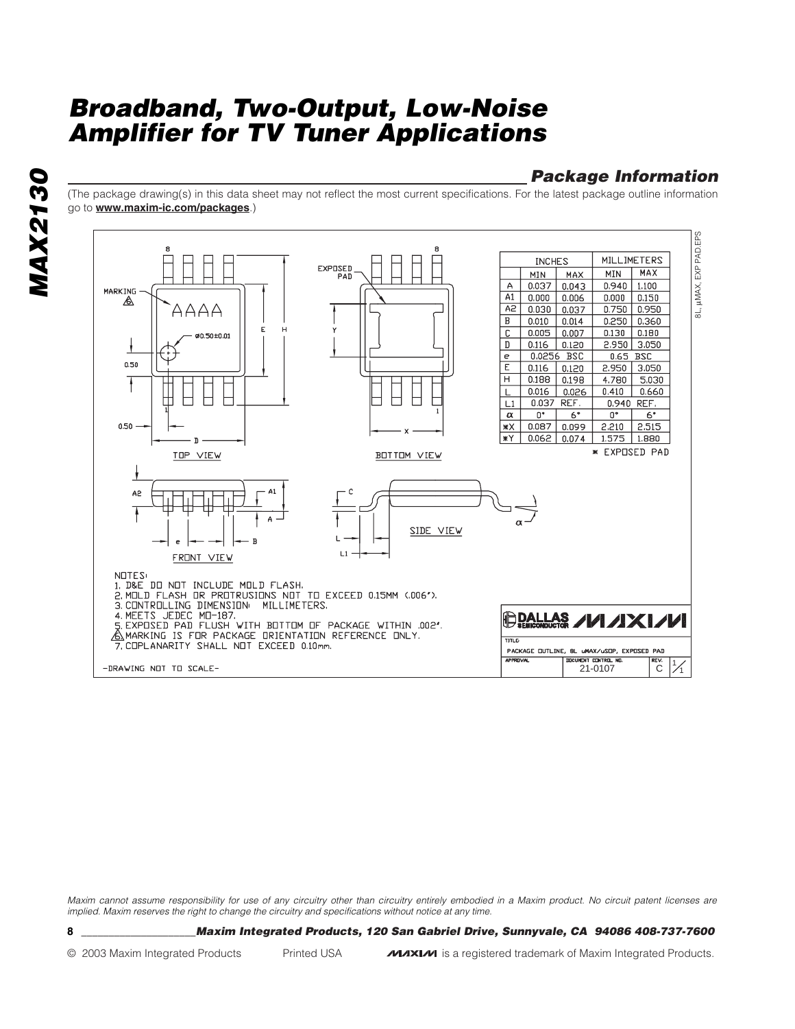## Package Information

(The package drawing(s) in this data sheet may not reflect the most current specifications. For the latest package outline information go to **www.maxim-ic.com/packages**.)

|  | INCHES |  | MILLIMETERS |  |
|---|---|---|---|---|
|  | MIN | MAX | MIN | MAX |
| A | 0.037 | 0.043 | 0.940 | 1.100 |
| A1 | 0.000 | 0.006 | 0.000 | 0.150 |
| A2 | 0.030 | 0.037 | 0.750 | 0.950 |
| B | 0.010 | 0.014 | 0.250 | 0.360 |
| C | 0.005 | 0.007 | 0.130 | 0.180 |
| D | 0.116 | 0.120 | 2.950 | 3.050 |
| e | 0.0256 BSC |  | 0.65 BSC |  |
| E | 0.116 | 0.120 | 2.950 | 3.050 |
| H | 0.188 | 0.198 | 4.780 | 5.030 |
| L | 0.016 | 0.026 | 0.410 | 0.660 |
| L1 | 0.037 REF. |  | 0.940 REF. |  |
| α | 0° | 6° | 0° | 6° |
| *X | 0.087 | 0.099 | 2.210 | 2.515 |
| *Y | 0.062 | 0.074 | 1.575 | 1.880 |

* EXPOSED PAD

8L, µMAX, EXP PAD.EPS

MARKING
AAAA
Ø0.50±0.01
0.50
0.50
EXPOSED PAD
TOP VIEW
BOTTOM VIEW
FRONT VIEW
SIDE VIEW

NOTES:
1. D&E DO NOT INCLUDE MOLD FLASH.
2. MOLD FLASH OR PROTRUSIONS NOT TO EXCEED 0.15MM (.006").
3. CONTROLLING DIMENSION: MILLIMETERS.
4. MEETS JEDEC MO-187.
5. EXPOSED PAD FLUSH WITH BOTTOM OF PACKAGE WITHIN .002".
6. MARKING IS FOR PACKAGE ORIENTATION REFERENCE ONLY.
7. COPLANARITY SHALL NOT EXCEED 0.10mm.

-DRAWING NOT TO SCALE-

DALLAS SEMICONDUCTOR MAXIM
TITLE: PACKAGE OUTLINE, 8L uMAX/uSOP, EXPOSED PAD
APPROVAL | DOCUMENT CONTROL NO. 21-0107 | REV. C | 1/1

*Maxim cannot assume responsibility for use of any circuitry other than circuitry entirely embodied in a Maxim product. No circuit patent licenses are implied. Maxim reserves the right to change the circuitry and specifications without notice at any time.*

***Maxim Integrated Products, 120 San Gabriel Drive, Sunnyvale, CA 94086 408-737-7600***

© 2003 Maxim Integrated Products Printed USA MAXIM is a registered trademark of Maxim Integrated Products.